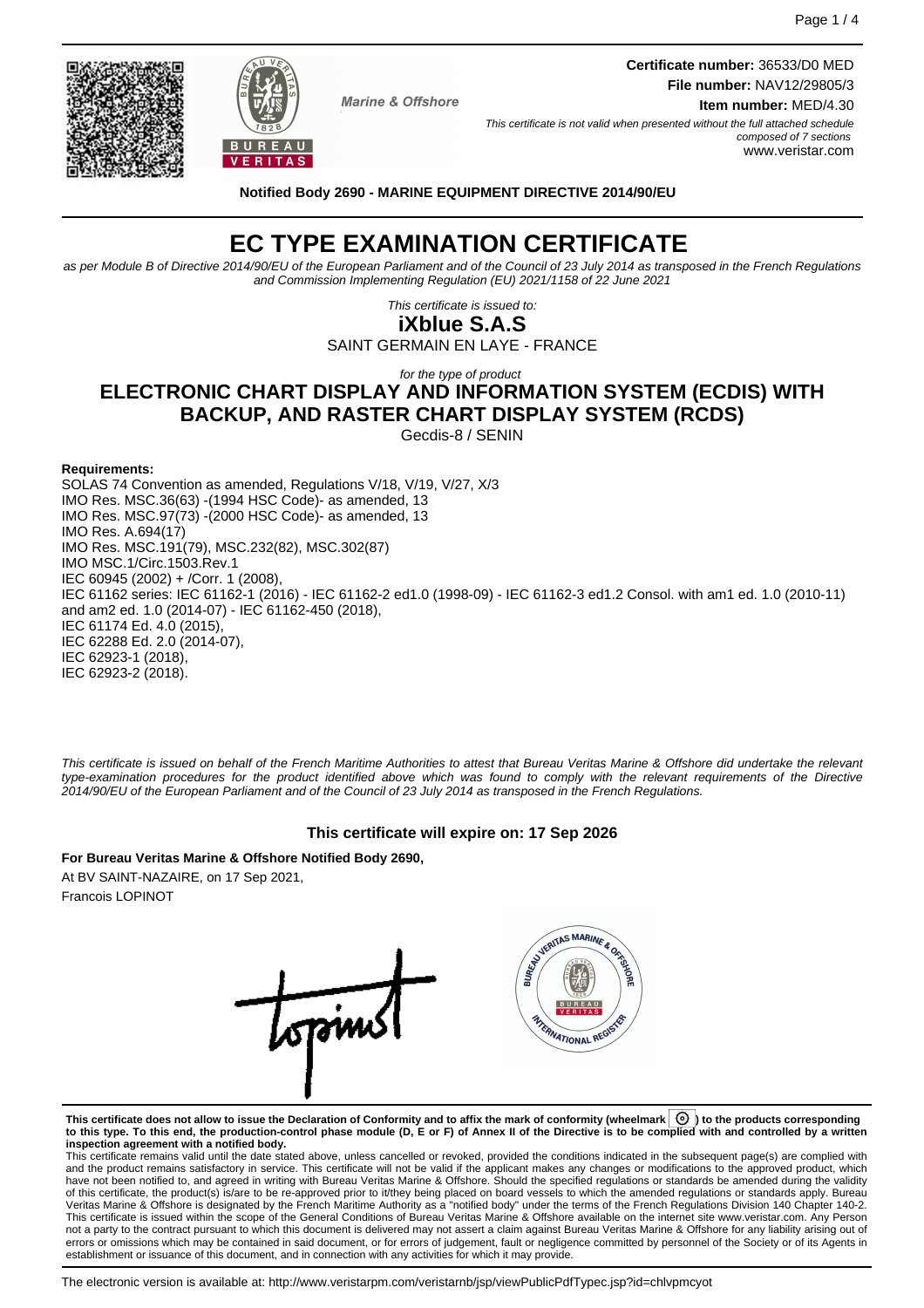**Certificate number:** 36533/D0 MED
**File number:** NAV12/29805/3
**Item number:** MED/4.30

Marine & Offshore

*This certificate is not valid when presented without the full attached schedule composed of 7 sections*
www.veristar.com

**Notified Body 2690 - MARINE EQUIPMENT DIRECTIVE 2014/90/EU**

# EC TYPE EXAMINATION CERTIFICATE

*as per Module B of Directive 2014/90/EU of the European Parliament and of the Council of 23 July 2014 as transposed in the French Regulations and Commission Implementing Regulation (EU) 2021/1158 of 22 June 2021*

*This certificate is issued to:*

**iXblue S.A.S**

SAINT GERMAIN EN LAYE - FRANCE

*for the type of product*

## ELECTRONIC CHART DISPLAY AND INFORMATION SYSTEM (ECDIS) WITH BACKUP, AND RASTER CHART DISPLAY SYSTEM (RCDS)

Gecdis-8 / SENIN

**Requirements:**

SOLAS 74 Convention as amended, Regulations V/18, V/19, V/27, X/3
IMO Res. MSC.36(63) -(1994 HSC Code)- as amended, 13
IMO Res. MSC.97(73) -(2000 HSC Code)- as amended, 13
IMO Res. A.694(17)
IMO Res. MSC.191(79), MSC.232(82), MSC.302(87)
IMO MSC.1/Circ.1503.Rev.1
IEC 60945 (2002) + /Corr. 1 (2008),
IEC 61162 series: IEC 61162-1 (2016) - IEC 61162-2 ed1.0 (1998-09) - IEC 61162-3 ed1.2 Consol. with am1 ed. 1.0 (2010-11) and am2 ed. 1.0 (2014-07) - IEC 61162-450 (2018),
IEC 61174 Ed. 4.0 (2015),
IEC 62288 Ed. 2.0 (2014-07),
IEC 62923-1 (2018),
IEC 62923-2 (2018).

*This certificate is issued on behalf of the French Maritime Authorities to attest that Bureau Veritas Marine & Offshore did undertake the relevant type-examination procedures for the product identified above which was found to comply with the relevant requirements of the Directive 2014/90/EU of the European Parliament and of the Council of 23 July 2014 as transposed in the French Regulations.*

**This certificate will expire on: 17 Sep 2026**

**For Bureau Veritas Marine & Offshore Notified Body 2690,**
At BV SAINT-NAZAIRE, on 17 Sep 2021,
Francois LOPINOT

**This certificate does not allow to issue the Declaration of Conformity and to affix the mark of conformity (wheelmark) to the products corresponding to this type. To this end, the production-control phase module (D, E or F) of Annex II of the Directive is to be complied with and controlled by a written inspection agreement with a notified body.**

This certificate remains valid until the date stated above, unless cancelled or revoked, provided the conditions indicated in the subsequent page(s) are complied with and the product remains satisfactory in service. This certificate will not be valid if the applicant makes any changes or modifications to the approved product, which have not been notified to, and agreed in writing with Bureau Veritas Marine & Offshore. Should the specified regulations or standards be amended during the validity of this certificate, the product(s) is/are to be re-approved prior to it/they being placed on board vessels to which the amended regulations or standards apply. Bureau Veritas Marine & Offshore is designated by the French Maritime Authority as a "notified body" under the terms of the French Regulations Division 140 Chapter 140-2. This certificate is issued within the scope of the General Conditions of Bureau Veritas Marine & Offshore available on the internet site www.veristar.com. Any Person not a party to the contract pursuant to which this document is delivered may not assert a claim against Bureau Veritas Marine & Offshore for any liability arising out of errors or omissions which may be contained in said document, or for errors of judgement, fault or negligence committed by personnel of the Society or of its Agents in establishment or issuance of this document, and in connection with any activities for which it may provide.

The electronic version is available at: http://www.veristarpm.com/veristarnb/jsp/viewPublicPdfTypec.jsp?id=chlvpmcyot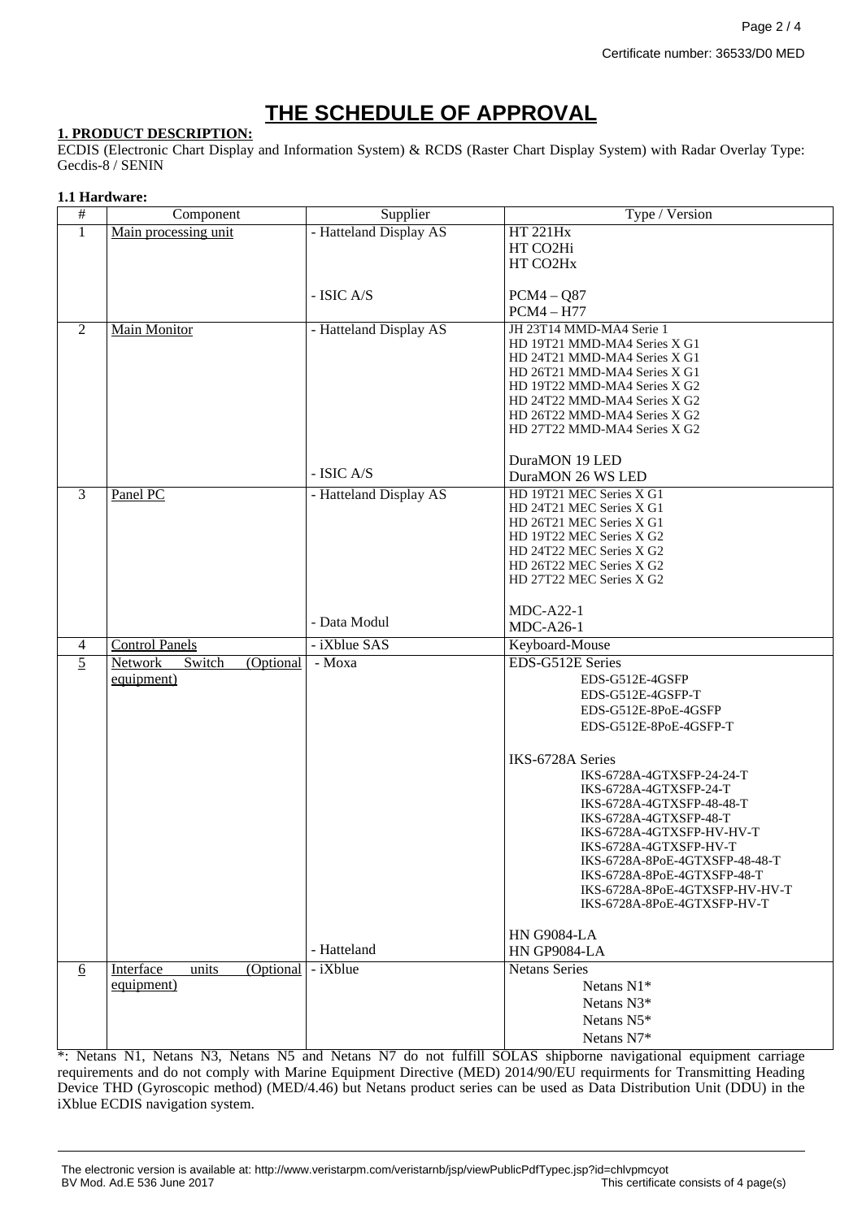# THE SCHEDULE OF APPROVAL

**1. PRODUCT DESCRIPTION:**

ECDIS (Electronic Chart Display and Information System) & RCDS (Raster Chart Display System) with Radar Overlay Type: Gecdis-8 / SENIN

**1.1 Hardware:**

| # | Component | Supplier | Type / Version |
|---|---|---|---|
| 1 | Main processing unit | - Hatteland Display AS | HT 221Hx<br>HT CO2Hi<br>HT CO2Hx |
| | | - ISIC A/S | PCM4 – Q87<br>PCM4 – H77 |
| 2 | Main Monitor | - Hatteland Display AS | JH 23T14 MMD-MA4 Serie 1<br>HD 19T21 MMD-MA4 Series X G1<br>HD 24T21 MMD-MA4 Series X G1<br>HD 26T21 MMD-MA4 Series X G1<br>HD 19T22 MMD-MA4 Series X G2<br>HD 24T22 MMD-MA4 Series X G2<br>HD 26T22 MMD-MA4 Series X G2<br>HD 27T22 MMD-MA4 Series X G2 |
| | | - ISIC A/S | DuraMON 19 LED<br>DuraMON 26 WS LED |
| 3 | Panel PC | - Hatteland Display AS | HD 19T21 MEC Series X G1<br>HD 24T21 MEC Series X G1<br>HD 26T21 MEC Series X G1<br>HD 19T22 MEC Series X G2<br>HD 24T22 MEC Series X G2<br>HD 26T22 MEC Series X G2<br>HD 27T22 MEC Series X G2 |
| | | - Data Modul | MDC-A22-1<br>MDC-A26-1 |
| 4 | Control Panels | - iXblue SAS | Keyboard-Mouse |
| 5 | Network Switch (Optional equipment) | - Moxa | EDS-G512E Series<br>EDS-G512E-4GSFP<br>EDS-G512E-4GSFP-T<br>EDS-G512E-8PoE-4GSFP<br>EDS-G512E-8PoE-4GSFP-T<br><br>IKS-6728A Series<br>IKS-6728A-4GTXSFP-24-24-T<br>IKS-6728A-4GTXSFP-24-T<br>IKS-6728A-4GTXSFP-48-48-T<br>IKS-6728A-4GTXSFP-48-T<br>IKS-6728A-4GTXSFP-HV-HV-T<br>IKS-6728A-4GTXSFP-HV-T<br>IKS-6728A-8PoE-4GTXSFP-48-48-T<br>IKS-6728A-8PoE-4GTXSFP-48-T<br>IKS-6728A-8PoE-4GTXSFP-HV-HV-T<br>IKS-6728A-8PoE-4GTXSFP-HV-T |
| | | - Hatteland | HN G9084-LA<br>HN GP9084-LA |
| 6 | Interface units (Optional equipment) | - iXblue | Netans Series<br>Netans N1*<br>Netans N3*<br>Netans N5*<br>Netans N7* |

*: Netans N1, Netans N3, Netans N5 and Netans N7 do not fulfill SOLAS shipborne navigational equipment carriage requirements and do not comply with Marine Equipment Directive (MED) 2014/90/EU requirments for Transmitting Heading Device THD (Gyroscopic method) (MED/4.46) but Netans product series can be used as Data Distribution Unit (DDU) in the iXblue ECDIS navigation system.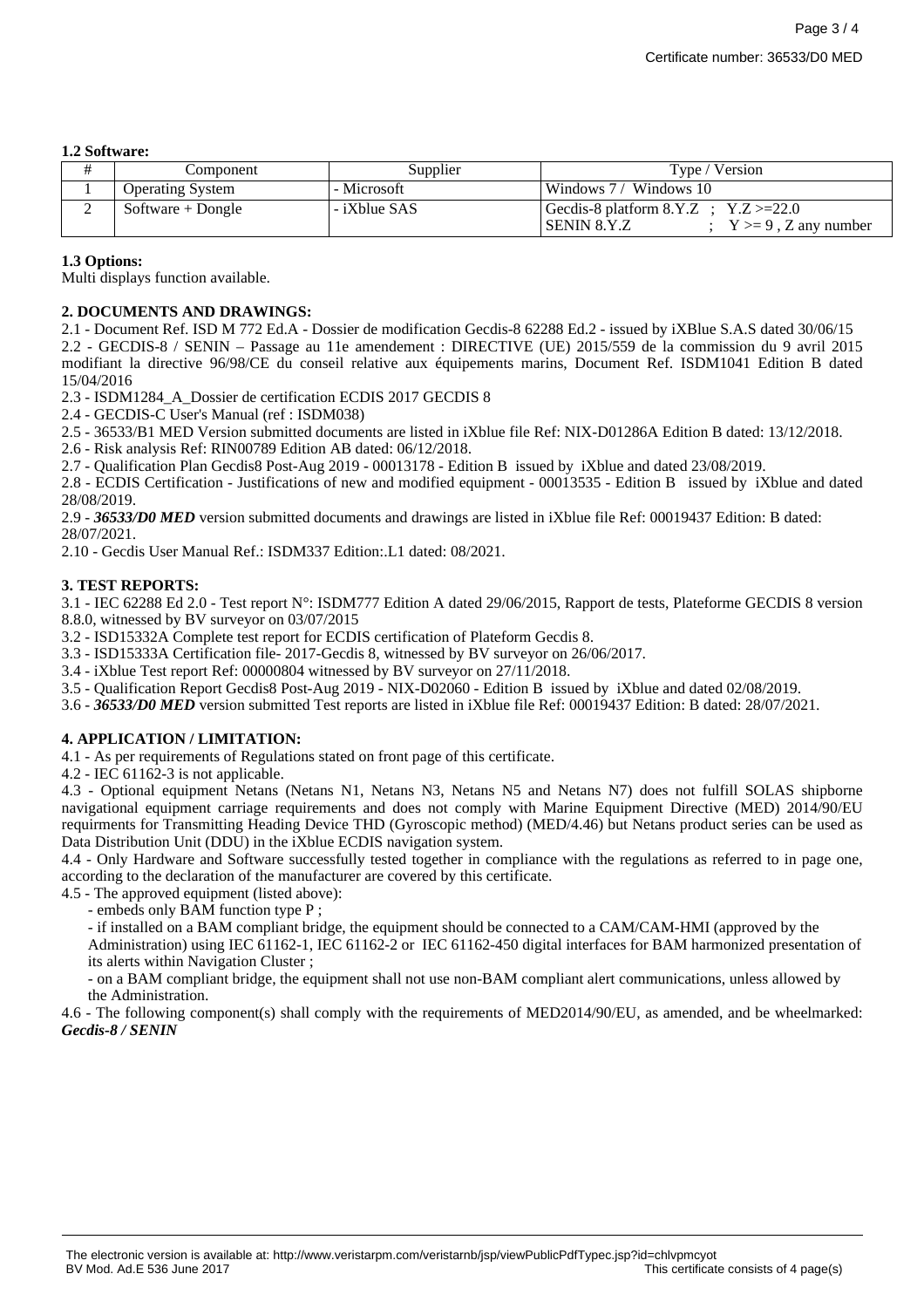**1.2 Software:**

| # | Component | Supplier | Type / Version |
|---|---|---|---|
| 1 | Operating System | - Microsoft | Windows 7 / Windows 10 |
| 2 | Software + Dongle | - iXblue SAS | Gecdis-8 platform 8.Y.Z ; Y.Z >=22.0<br>SENIN 8.Y.Z ; Y >= 9 , Z any number |

**1.3 Options:**

Multi displays function available.

**2. DOCUMENTS AND DRAWINGS:**

2.1 - Document Ref. ISD M 772 Ed.A - Dossier de modification Gecdis-8 62288 Ed.2 - issued by iXBlue S.A.S dated 30/06/15

2.2 - GECDIS-8 / SENIN – Passage au 11e amendement : DIRECTIVE (UE) 2015/559 de la commission du 9 avril 2015 modifiant la directive 96/98/CE du conseil relative aux équipements marins, Document Ref. ISDM1041 Edition B dated 15/04/2016

2.3 - ISDM1284_A_Dossier de certification ECDIS 2017 GECDIS 8

2.4 - GECDIS-C User's Manual (ref : ISDM038)

2.5 - 36533/B1 MED Version submitted documents are listed in iXblue file Ref: NIX-D01286A Edition B dated: 13/12/2018.

2.6 - Risk analysis Ref: RIN00789 Edition AB dated: 06/12/2018.

2.7 - Qualification Plan Gecdis8 Post-Aug 2019 - 00013178 - Edition B issued by iXblue and dated 23/08/2019.

2.8 - ECDIS Certification - Justifications of new and modified equipment - 00013535 - Edition B issued by iXblue and dated 28/08/2019.

2.9 - ***36533/D0 MED*** version submitted documents and drawings are listed in iXblue file Ref: 00019437 Edition: B dated: 28/07/2021.

2.10 - Gecdis User Manual Ref.: ISDM337 Edition:.L1 dated: 08/2021.

**3. TEST REPORTS:**

3.1 - IEC 62288 Ed 2.0 - Test report N°: ISDM777 Edition A dated 29/06/2015, Rapport de tests, Plateforme GECDIS 8 version 8.8.0, witnessed by BV surveyor on 03/07/2015

3.2 - ISD15332A Complete test report for ECDIS certification of Plateform Gecdis 8.

3.3 - ISD15333A Certification file- 2017-Gecdis 8, witnessed by BV surveyor on 26/06/2017.

3.4 - iXblue Test report Ref: 00000804 witnessed by BV surveyor on 27/11/2018.

3.5 - Qualification Report Gecdis8 Post-Aug 2019 - NIX-D02060 - Edition B issued by iXblue and dated 02/08/2019.

3.6 - ***36533/D0 MED*** version submitted Test reports are listed in iXblue file Ref: 00019437 Edition: B dated: 28/07/2021.

**4. APPLICATION / LIMITATION:**

4.1 - As per requirements of Regulations stated on front page of this certificate.

4.2 - IEC 61162-3 is not applicable.

4.3 - Optional equipment Netans (Netans N1, Netans N3, Netans N5 and Netans N7) does not fulfill SOLAS shipborne navigational equipment carriage requirements and does not comply with Marine Equipment Directive (MED) 2014/90/EU requirments for Transmitting Heading Device THD (Gyroscopic method) (MED/4.46) but Netans product series can be used as Data Distribution Unit (DDU) in the iXblue ECDIS navigation system.

4.4 - Only Hardware and Software successfully tested together in compliance with the regulations as referred to in page one, according to the declaration of the manufacturer are covered by this certificate.

4.5 - The approved equipment (listed above):

- embeds only BAM function type P ;
- if installed on a BAM compliant bridge, the equipment should be connected to a CAM/CAM-HMI (approved by the Administration) using IEC 61162-1, IEC 61162-2 or IEC 61162-450 digital interfaces for BAM harmonized presentation of its alerts within Navigation Cluster ;
- on a BAM compliant bridge, the equipment shall not use non-BAM compliant alert communications, unless allowed by the Administration.

4.6 - The following component(s) shall comply with the requirements of MED2014/90/EU, as amended, and be wheelmarked: ***Gecdis-8 / SENIN***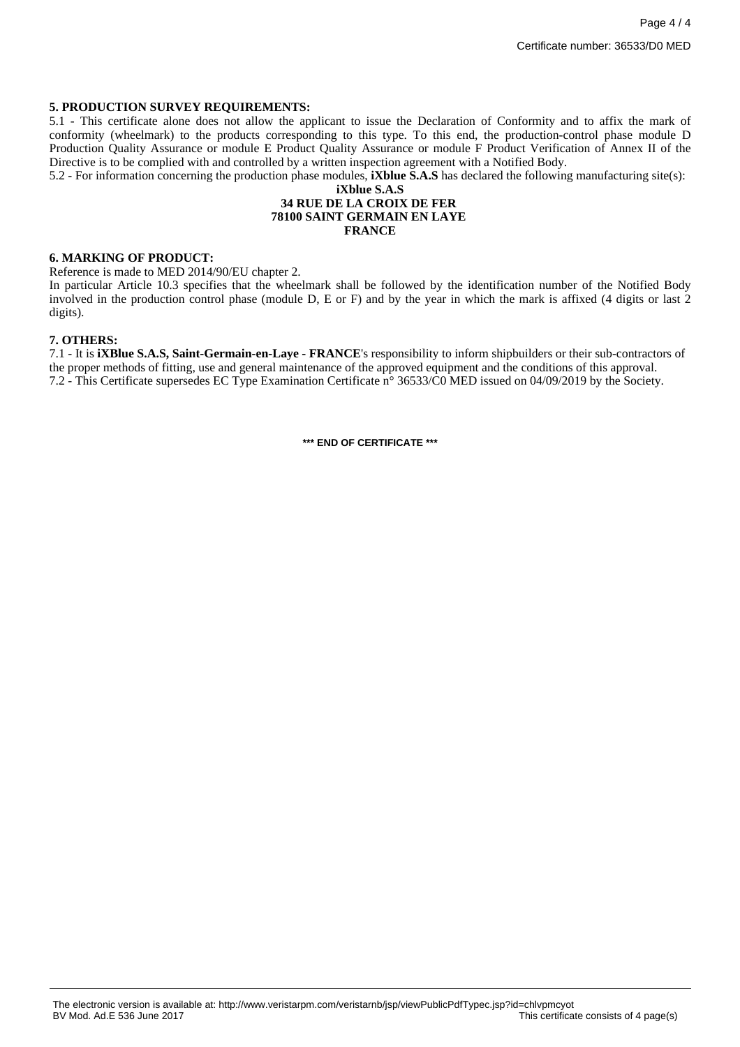## 5. PRODUCTION SURVEY REQUIREMENTS:

5.1 - This certificate alone does not allow the applicant to issue the Declaration of Conformity and to affix the mark of conformity (wheelmark) to the products corresponding to this type. To this end, the production-control phase module D Production Quality Assurance or module E Product Quality Assurance or module F Product Verification of Annex II of the Directive is to be complied with and controlled by a written inspection agreement with a Notified Body.

5.2 - For information concerning the production phase modules, **iXblue S.A.S** has declared the following manufacturing site(s):

**iXblue S.A.S**
**34 RUE DE LA CROIX DE FER**
**78100 SAINT GERMAIN EN LAYE**
**FRANCE**

## 6. MARKING OF PRODUCT:

Reference is made to MED 2014/90/EU chapter 2.

In particular Article 10.3 specifies that the wheelmark shall be followed by the identification number of the Notified Body involved in the production control phase (module D, E or F) and by the year in which the mark is affixed (4 digits or last 2 digits).

## 7. OTHERS:

7.1 - It is **iXBlue S.A.S, Saint-Germain-en-Laye - FRANCE**'s responsibility to inform shipbuilders or their sub-contractors of the proper methods of fitting, use and general maintenance of the approved equipment and the conditions of this approval.

7.2 - This Certificate supersedes EC Type Examination Certificate n° 36533/C0 MED issued on 04/09/2019 by the Society.

**\*\*\* END OF CERTIFICATE \*\*\***

The electronic version is available at: http://www.veristarpm.com/veristarnb/jsp/viewPublicPdfTypec.jsp?id=chlvpmcyot
BV Mod. Ad.E 536 June 2017
This certificate consists of 4 page(s)